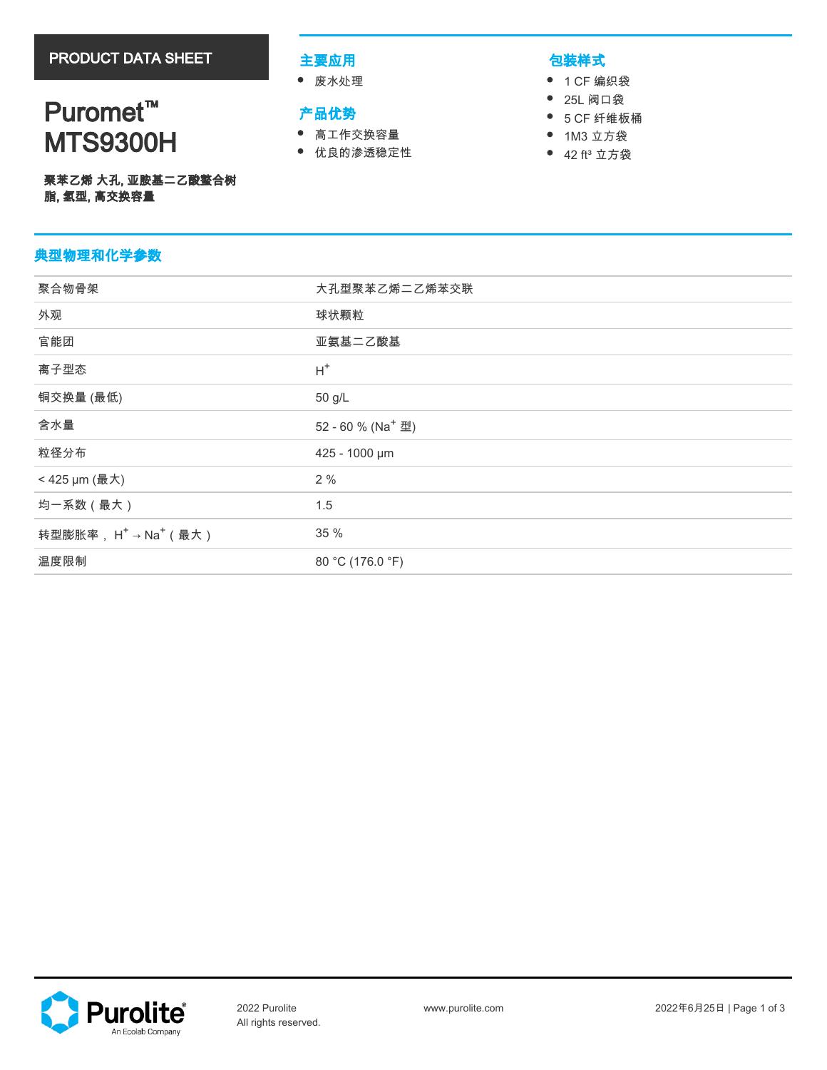PRODUCT DATA SHEET

# Puromet™ MTS9300H

**聚苯乙烯 大孔, 亚胺基二乙酸螯合树脂, 氢型, 高交换容量**

## 主要应用

- 废水处理

## 产品优势

- 高工作交换容量
- 优良的渗透稳定性

## 包装样式

- 1 CF 编织袋
- 25L 阀口袋
- 5 CF 纤维板桶
- 1M3 立方袋
- 42 ft³ 立方袋

## 典型物理和化学参数

| | |
|---|---|
| 聚合物骨架 | 大孔型聚苯乙烯二乙烯苯交联 |
| 外观 | 球状颗粒 |
| 官能团 | 亚氨基二乙酸基 |
| 离子型态 | $H^+$ |
| 铜交换量 (最低) | 50 g/L |
| 含水量 | 52 - 60 % ($Na^+$ 型) |
| 粒径分布 | 425 - 1000 µm |
| < 425 µm (最大) | 2 % |
| 均一系数（最大） | 1.5 |
| 转型膨胀率， $H^+ \rightarrow Na^+$（最大） | 35 % |
| 温度限制 | 80 °C (176.0 °F) |

2022 Purolite
All rights reserved.

www.purolite.com

2022年6月25日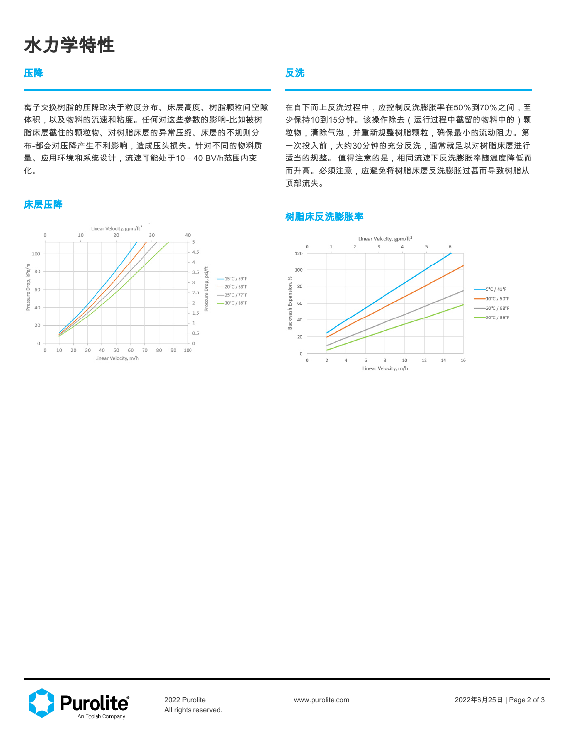# 水力学特性

## 压降

离子交换树脂的压降取决于粒度分布、床层高度、树脂颗粒间空隙体积，以及物料的流速和粘度。任何对这些参数的影响-比如被树脂床层截住的颗粒物、对树脂床层的异常压缩、床层的不规则分布-都会对压降产生不利影响，造成压头损失。针对不同的物料质量、应用环境和系统设计，流速可能处于10 – 40 BV/h范围内变化。

### 床层压降

## 反洗

在自下而上反洗过程中，应控制反洗膨胀率在50%到70%之间，至少保持10到15分钟。该操作除去（运行过程中截留的物料中的）颗粒物，清除气泡，并重新规整树脂颗粒，确保最小的流动阻力。第一次投入前，大约30分钟的充分反洗，通常就足以对树脂床层进行适当的规整。 值得注意的是，相同流速下反洗膨胀率随温度降低而而升高。必须注意，应避免将树脂床层反洗膨胀过甚而导致树脂从顶部流失。

### 树脂床反洗膨胀率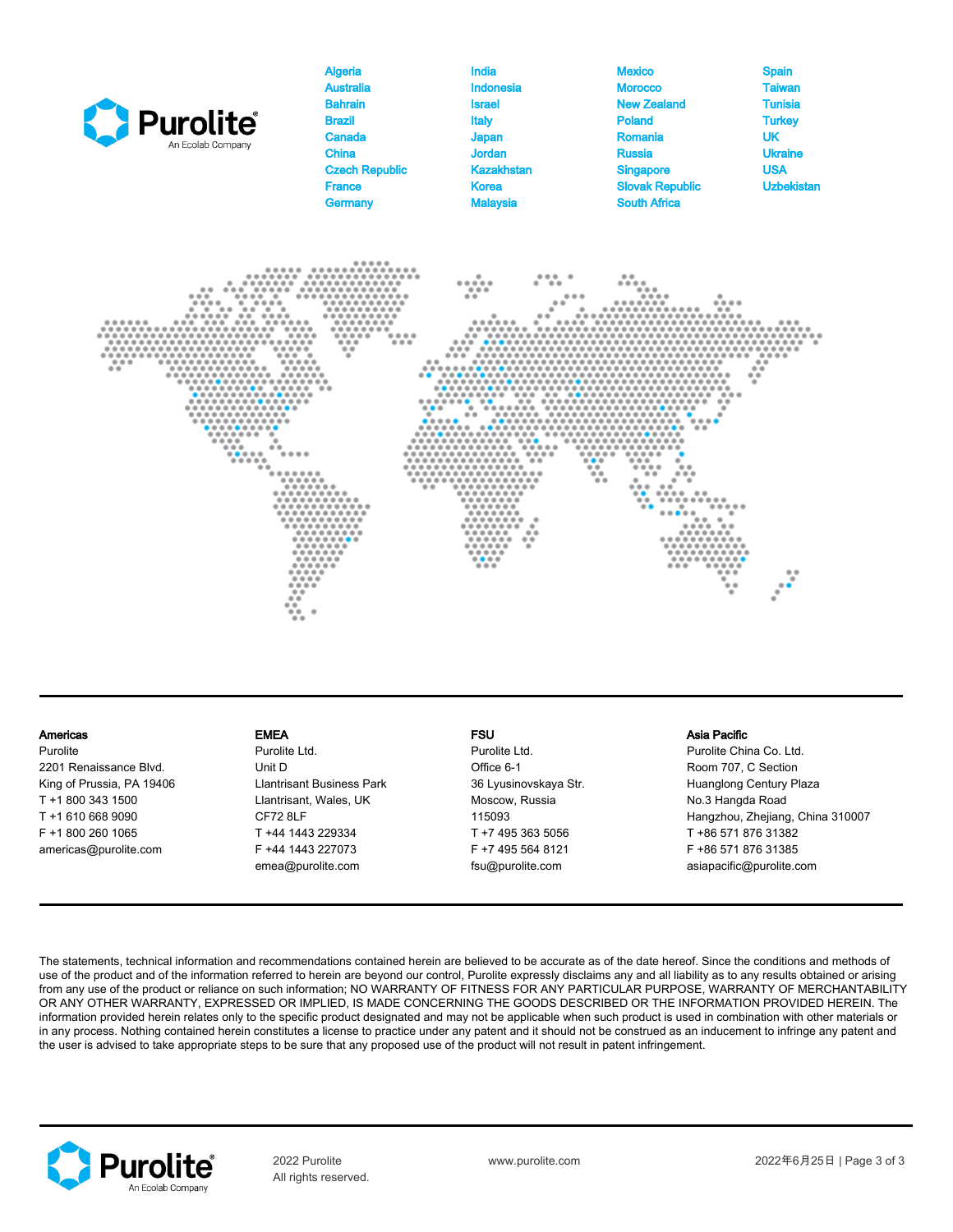Purolite
An Ecolab Company

Algeria
Australia
Bahrain
Brazil
Canada
China
Czech Republic
France
Germany
India
Indonesia
Israel
Italy
Japan
Jordan
Kazakhstan
Korea
Malaysia
Mexico
Morocco
New Zealand
Poland
Romania
Russia
Singapore
Slovak Republic
South Africa
Spain
Taiwan
Tunisia
Turkey
UK
Ukraine
USA
Uzbekistan

**Americas**
Purolite
2201 Renaissance Blvd.
King of Prussia, PA 19406
T +1 800 343 1500
T +1 610 668 9090
F +1 800 260 1065
americas@purolite.com

**EMEA**
Purolite Ltd.
Unit D
Llantrisant Business Park
Llantrisant, Wales, UK
CF72 8LF
T +44 1443 229334
F +44 1443 227073
emea@purolite.com

**FSU**
Purolite Ltd.
Office 6-1
36 Lyusinovskaya Str.
Moscow, Russia
115093
T +7 495 363 5056
F +7 495 564 8121
fsu@purolite.com

**Asia Pacific**
Purolite China Co. Ltd.
Room 707, C Section
Huanglong Century Plaza
No.3 Hangda Road
Hangzhou, Zhejiang, China 310007
T +86 571 876 31382
F +86 571 876 31385
asiapacific@purolite.com

The statements, technical information and recommendations contained herein are believed to be accurate as of the date hereof. Since the conditions and methods of use of the product and of the information referred to herein are beyond our control, Purolite expressly disclaims any and all liability as to any results obtained or arising from any use of the product or reliance on such information; NO WARRANTY OF FITNESS FOR ANY PARTICULAR PURPOSE, WARRANTY OF MERCHANTABILITY OR ANY OTHER WARRANTY, EXPRESSED OR IMPLIED, IS MADE CONCERNING THE GOODS DESCRIBED OR THE INFORMATION PROVIDED HEREIN. The information provided herein relates only to the specific product designated and may not be applicable when such product is used in combination with other materials or in any process. Nothing contained herein constitutes a license to practice under any patent and it should not be construed as an inducement to infringe any patent and the user is advised to take appropriate steps to be sure that any proposed use of the product will not result in patent infringement.

2022 Purolite
All rights reserved.

www.purolite.com

2022年6月25日